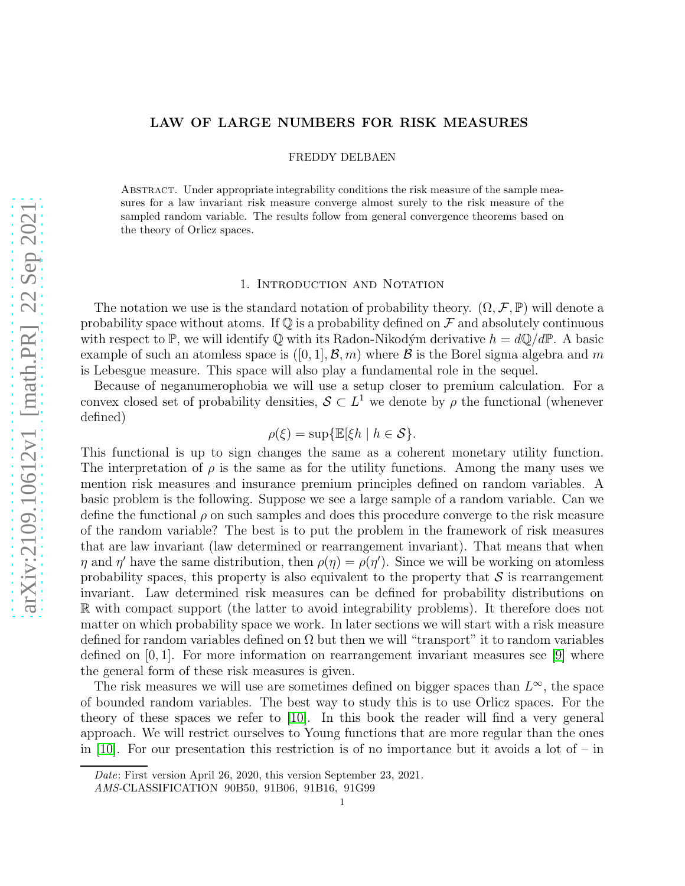# LAW OF LARGE NUMBERS FOR RISK MEASURES

FREDDY DELBAEN

Abstract. Under appropriate integrability conditions the risk measure of the sample measures for a law invariant risk measure converge almost surely to the risk measure of the sampled random variable. The results follow from general convergence theorems based on the theory of Orlicz spaces.

## 1. Introduction and Notation

The notation we use is the standard notation of probability theory. $(\Omega, \mathcal{F}, \mathbb{P})$ will denote a probability space without atoms. If $\mathbb{Q}$ is a probability defined on $\mathcal{F}$ and absolutely continuous with respect to $\mathbb{P}$, we will identify $\mathbb{Q}$ with its Radon-Nikodým derivative $h = d\mathbb{Q}/d\mathbb{P}$. A basic example of such an atomless space is $([0,1], \mathcal{B}, m)$ where $\mathcal{B}$ is the Borel sigma algebra and $m$ is Lebesgue measure. This space will also play a fundamental role in the sequel.

Because of neganumerophobia we will use a setup closer to premium calculation. For a convex closed set of probability densities, $\mathcal{S} \subset L^1$ we denote by $\rho$ the functional (whenever defined)

$$\rho(\xi) = \sup\{\mathbb{E}[\xi h \mid h \in \mathcal{S}\}.$$

This functional is up to sign changes the same as a coherent monetary utility function. The interpretation of $\rho$ is the same as for the utility functions. Among the many uses we mention risk measures and insurance premium principles defined on random variables. A basic problem is the following. Suppose we see a large sample of a random variable. Can we define the functional $\rho$ on such samples and does this procedure converge to the risk measure of the random variable? The best is to put the problem in the framework of risk measures that are law invariant (law determined or rearrangement invariant). That means that when $\eta$ and $\eta'$ have the same distribution, then $\rho(\eta) = \rho(\eta')$. Since we will be working on atomless probability spaces, this property is also equivalent to the property that $\mathcal{S}$ is rearrangement invariant. Law determined risk measures can be defined for probability distributions on $\mathbb{R}$ with compact support (the latter to avoid integrability problems). It therefore does not matter on which probability space we work. In later sections we will start with a risk measure defined for random variables defined on $\Omega$ but then we will "transport" it to random variables defined on $[0,1]$. For more information on rearrangement invariant measures see [9] where the general form of these risk measures is given.

The risk measures we will use are sometimes defined on bigger spaces than $L^\infty$, the space of bounded random variables. The best way to study this is to use Orlicz spaces. For the theory of these spaces we refer to [10]. In this book the reader will find a very general approach. We will restrict ourselves to Young functions that are more regular than the ones in [10]. For our presentation this restriction is of no importance but it avoids a lot of – in

*Date*: First version April 26, 2020, this version September 23, 2021.
*AMS*-CLASSIFICATION 90B50, 91B06, 91B16, 91G99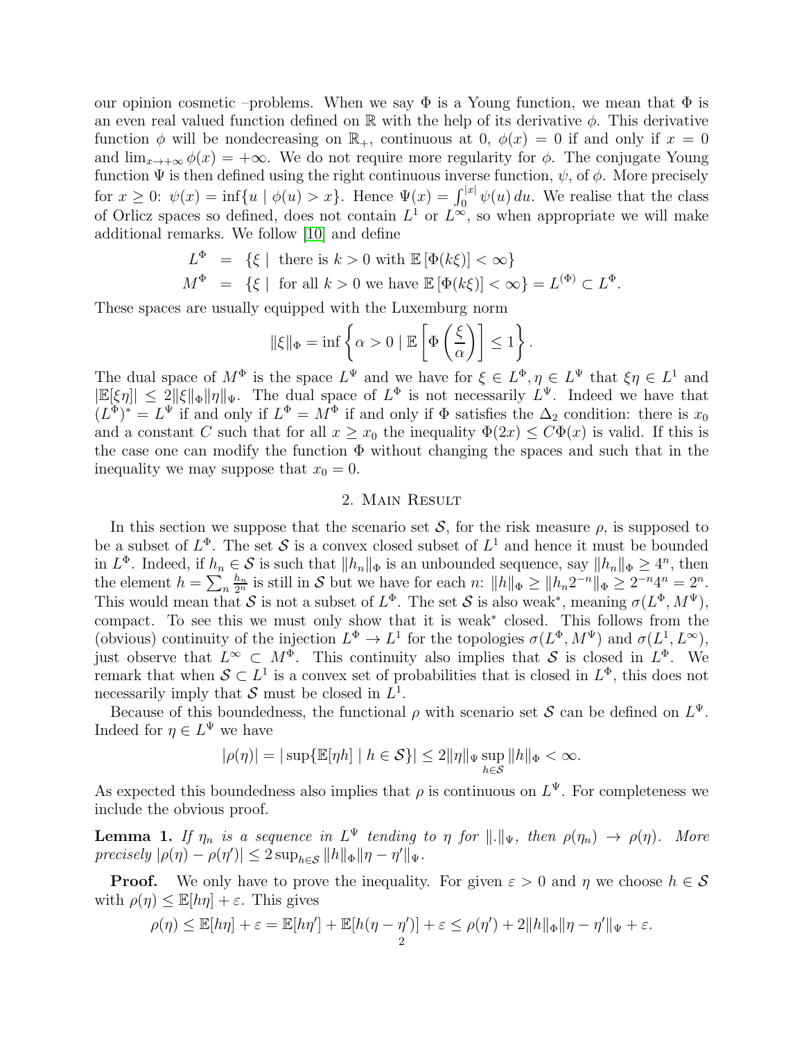our opinion cosmetic –problems. When we say $\Phi$ is a Young function, we mean that $\Phi$ is an even real valued function defined on $\mathbb{R}$ with the help of its derivative $\phi$. This derivative function $\phi$ will be nondecreasing on $\mathbb{R}_+$, continuous at 0, $\phi(x) = 0$ if and only if $x = 0$ and $\lim_{x\to+\infty} \phi(x) = +\infty$. We do not require more regularity for $\phi$. The conjugate Young function $\Psi$ is then defined using the right continuous inverse function, $\psi$, of $\phi$. More precisely for $x \ge 0$: $\psi(x) = \inf\{u \mid \phi(u) > x\}$. Hence $\Psi(x) = \int_0^{|x|} \psi(u)\, du$. We realise that the class of Orlicz spaces so defined, does not contain $L^1$ or $L^\infty$, so when appropriate we will make additional remarks. We follow [10] and define

$$
\begin{aligned}
L^\Phi &= \{\xi \mid \text{ there is } k > 0 \text{ with } \mathbb{E}\left[\Phi(k\xi)\right] < \infty\} \\
M^\Phi &= \{\xi \mid \text{ for all } k > 0 \text{ we have } \mathbb{E}\left[\Phi(k\xi)\right] < \infty\} = L^{(\Phi)} \subset L^\Phi.
\end{aligned}
$$

These spaces are usually equipped with the Luxemburg norm

$$
\|\xi\|_\Phi = \inf\left\{\alpha > 0 \mid \mathbb{E}\left[\Phi\left(\frac{\xi}{\alpha}\right)\right] \le 1\right\}.
$$

The dual space of $M^\Phi$ is the space $L^\Psi$ and we have for $\xi \in L^\Phi, \eta \in L^\Psi$ that $\xi\eta \in L^1$ and $|\mathbb{E}[\xi\eta]| \le 2\|\xi\|_\Phi\|\eta\|_\Psi$. The dual space of $L^\Phi$ is not necessarily $L^\Psi$. Indeed we have that $(L^\Phi)^* = L^\Psi$ if and only if $L^\Phi = M^\Phi$ if and only if $\Phi$ satisfies the $\Delta_2$ condition: there is $x_0$ and a constant $C$ such that for all $x \ge x_0$ the inequality $\Phi(2x) \le C\Phi(x)$ is valid. If this is the case one can modify the function $\Phi$ without changing the spaces and such that in the inequality we may suppose that $x_0 = 0$.

## 2. Main Result

In this section we suppose that the scenario set $\mathcal{S}$, for the risk measure $\rho$, is supposed to be a subset of $L^\Phi$. The set $\mathcal{S}$ is a convex closed subset of $L^1$ and hence it must be bounded in $L^\Phi$. Indeed, if $h_n \in \mathcal{S}$ is such that $\|h_n\|_\Phi$ is an unbounded sequence, say $\|h_n\|_\Phi \ge 4^n$, then the element $h = \sum_n \frac{h_n}{2^n}$ is still in $\mathcal{S}$ but we have for each $n$: $\|h\|_\Phi \ge \|h_n 2^{-n}\|_\Phi \ge 2^{-n}4^n = 2^n$. This would mean that $\mathcal{S}$ is not a subset of $L^\Phi$. The set $\mathcal{S}$ is also weak$^*$, meaning $\sigma(L^\Phi, M^\Psi)$, compact. To see this we must only show that it is weak$^*$ closed. This follows from the (obvious) continuity of the injection $L^\Phi \to L^1$ for the topologies $\sigma(L^\Phi, M^\Psi)$ and $\sigma(L^1, L^\infty)$, just observe that $L^\infty \subset M^\Phi$. This continuity also implies that $\mathcal{S}$ is closed in $L^\Phi$. We remark that when $\mathcal{S} \subset L^1$ is a convex set of probabilities that is closed in $L^\Phi$, this does not necessarily imply that $\mathcal{S}$ must be closed in $L^1$.

Because of this boundedness, the functional $\rho$ with scenario set $\mathcal{S}$ can be defined on $L^\Psi$. Indeed for $\eta \in L^\Psi$ we have

$$
|\rho(\eta)| = |\sup\{\mathbb{E}[\eta h] \mid h \in \mathcal{S}\}| \le 2\|\eta\|_\Psi \sup_{h\in\mathcal{S}} \|h\|_\Phi < \infty.
$$

As expected this boundedness also implies that $\rho$ is continuous on $L^\Psi$. For completeness we include the obvious proof.

**Lemma 1.** *If $\eta_n$ is a sequence in $L^\Psi$ tending to $\eta$ for $\|.\|_\Psi$, then $\rho(\eta_n) \to \rho(\eta)$. More precisely $|\rho(\eta) - \rho(\eta')| \le 2\sup_{h\in\mathcal{S}} \|h\|_\Phi \|\eta - \eta'\|_\Psi$.*

**Proof.** We only have to prove the inequality. For given $\varepsilon > 0$ and $\eta$ we choose $h \in \mathcal{S}$ with $\rho(\eta) \le \mathbb{E}[h\eta] + \varepsilon$. This gives

$$
\rho(\eta) \le \mathbb{E}[h\eta] + \varepsilon = \mathbb{E}[h\eta'] + \mathbb{E}[h(\eta - \eta')] + \varepsilon \le \rho(\eta') + 2\|h\|_\Phi\|\eta - \eta'\|_\Psi + \varepsilon.
$$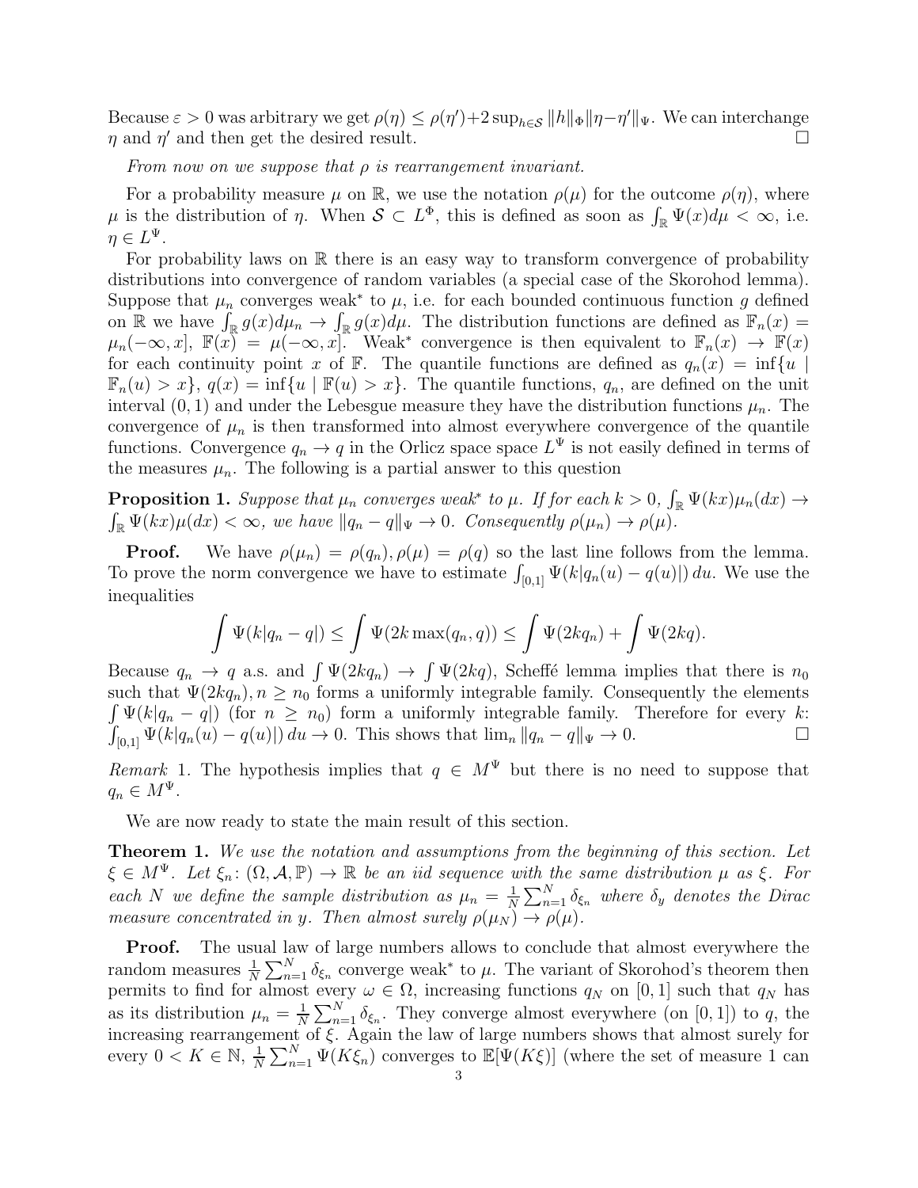Because $\varepsilon > 0$ was arbitrary we get $\rho(\eta) \le \rho(\eta') + 2\sup_{h\in\mathcal{S}} \|h\|_\Phi \|\eta - \eta'\|_\Psi$. We can interchange $\eta$ and $\eta'$ and then get the desired result. $\square$

*From now on we suppose that $\rho$ is rearrangement invariant.*

For a probability measure $\mu$ on $\mathbb{R}$, we use the notation $\rho(\mu)$ for the outcome $\rho(\eta)$, where $\mu$ is the distribution of $\eta$. When $\mathcal{S} \subset L^\Phi$, this is defined as soon as $\int_\mathbb{R} \Psi(x) d\mu < \infty$, i.e. $\eta \in L^\Psi$.

For probability laws on $\mathbb{R}$ there is an easy way to transform convergence of probability distributions into convergence of random variables (a special case of the Skorohod lemma). Suppose that $\mu_n$ converges weak$^*$ to $\mu$, i.e. for each bounded continuous function $g$ defined on $\mathbb{R}$ we have $\int_\mathbb{R} g(x) d\mu_n \to \int_\mathbb{R} g(x) d\mu$. The distribution functions are defined as $\mathbb{F}_n(x) = \mu_n(-\infty, x]$, $\mathbb{F}(x) = \mu(-\infty, x]$. Weak$^*$ convergence is then equivalent to $\mathbb{F}_n(x) \to \mathbb{F}(x)$ for each continuity point $x$ of $\mathbb{F}$. The quantile functions are defined as $q_n(x) = \inf\{u \mid \mathbb{F}_n(u) > x\}$, $q(x) = \inf\{u \mid \mathbb{F}(u) > x\}$. The quantile functions, $q_n$, are defined on the unit interval $(0,1)$ and under the Lebesgue measure they have the distribution functions $\mu_n$. The convergence of $\mu_n$ is then transformed into almost everywhere convergence of the quantile functions. Convergence $q_n \to q$ in the Orlicz space space $L^\Psi$ is not easily defined in terms of the measures $\mu_n$. The following is a partial answer to this question

**Proposition 1.** *Suppose that $\mu_n$ converges weak$^*$ to $\mu$. If for each $k > 0$, $\int_\mathbb{R} \Psi(kx)\mu_n(dx) \to \int_\mathbb{R} \Psi(kx)\mu(dx) < \infty$, we have $\|q_n - q\|_\Psi \to 0$. Consequently $\rho(\mu_n) \to \rho(\mu)$.*

**Proof.** We have $\rho(\mu_n) = \rho(q_n), \rho(\mu) = \rho(q)$ so the last line follows from the lemma. To prove the norm convergence we have to estimate $\int_{[0,1]} \Psi(k|q_n(u) - q(u)|)\, du$. We use the inequalities

$$\int \Psi(k|q_n - q|) \le \int \Psi(2k\max(q_n, q)) \le \int \Psi(2kq_n) + \int \Psi(2kq).$$

Because $q_n \to q$ a.s. and $\int \Psi(2kq_n) \to \int \Psi(2kq)$, Scheffé lemma implies that there is $n_0$ such that $\Psi(2kq_n), n \ge n_0$ forms a uniformly integrable family. Consequently the elements $\int \Psi(k|q_n - q|)$ (for $n \ge n_0$) form a uniformly integrable family. Therefore for every $k$: $\int_{[0,1]} \Psi(k|q_n(u) - q(u)|)\, du \to 0$. This shows that $\lim_n \|q_n - q\|_\Psi \to 0$. $\square$

*Remark* 1. The hypothesis implies that $q \in M^\Psi$ but there is no need to suppose that $q_n \in M^\Psi$.

We are now ready to state the main result of this section.

**Theorem 1.** *We use the notation and assumptions from the beginning of this section. Let $\xi \in M^\Psi$. Let $\xi_n\colon (\Omega, \mathcal{A}, \mathbb{P}) \to \mathbb{R}$ be an iid sequence with the same distribution $\mu$ as $\xi$. For each $N$ we define the sample distribution as $\mu_n = \frac{1}{N}\sum_{n=1}^N \delta_{\xi_n}$ where $\delta_y$ denotes the Dirac measure concentrated in $y$. Then almost surely $\rho(\mu_N) \to \rho(\mu)$.*

**Proof.** The usual law of large numbers allows to conclude that almost everywhere the random measures $\frac{1}{N}\sum_{n=1}^N \delta_{\xi_n}$ converge weak$^*$ to $\mu$. The variant of Skorohod's theorem then permits to find for almost every $\omega \in \Omega$, increasing functions $q_N$ on $[0,1]$ such that $q_N$ has as its distribution $\mu_n = \frac{1}{N}\sum_{n=1}^N \delta_{\xi_n}$. They converge almost everywhere (on $[0,1]$) to $q$, the increasing rearrangement of $\xi$. Again the law of large numbers shows that almost surely for every $0 < K \in \mathbb{N}$, $\frac{1}{N}\sum_{n=1}^N \Psi(K\xi_n)$ converges to $\mathbb{E}[\Psi(K\xi)]$ (where the set of measure 1 can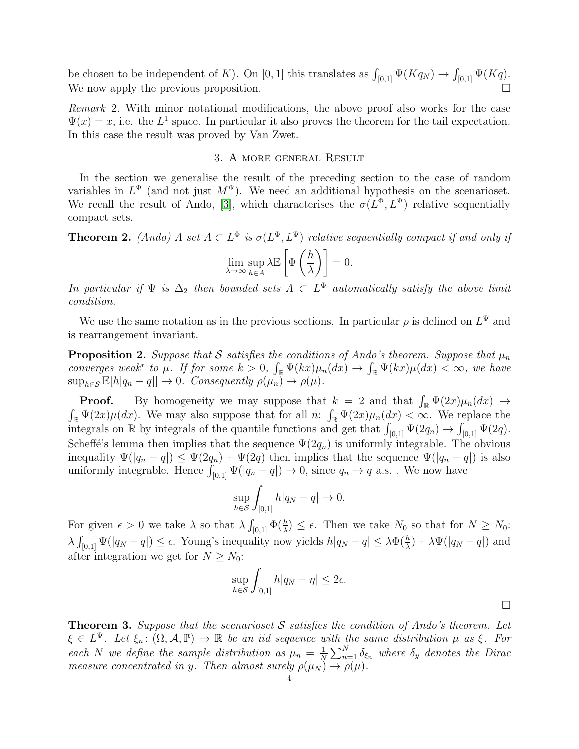be chosen to be independent of $K$). On $[0,1]$ this translates as $\int_{[0,1]} \Psi(Kq_N) \to \int_{[0,1]} \Psi(Kq)$. We now apply the previous proposition. □

*Remark* 2. With minor notational modifications, the above proof also works for the case $\Psi(x) = x$, i.e. the $L^1$ space. In particular it also proves the theorem for the tail expectation. In this case the result was proved by Van Zwet.

## 3. A more general Result

In the section we generalise the result of the preceding section to the case of random variables in $L^\Psi$ (and not just $M^\Psi$). We need an additional hypothesis on the scenarioset. We recall the result of Ando, [3], which characterises the $\sigma(L^\Phi, L^\Psi)$ relative sequentially compact sets.

**Theorem 2.** *(Ando) A set $A \subset L^\Phi$ is $\sigma(L^\Phi, L^\Psi)$ relative sequentially compact if and only if*

$$\lim_{\lambda\to\infty} \sup_{h\in A} \lambda \mathbb{E}\left[\Phi\left(\frac{h}{\lambda}\right)\right] = 0.$$

*In particular if $\Psi$ is $\Delta_2$ then bounded sets $A \subset L^\Phi$ automatically satisfy the above limit condition.*

We use the same notation as in the previous sections. In particular $\rho$ is defined on $L^\Psi$ and is rearrangement invariant.

**Proposition 2.** *Suppose that $\mathcal{S}$ satisfies the conditions of Ando's theorem. Suppose that $\mu_n$ converges weak$^*$ to $\mu$. If for some $k > 0$, $\int_{\mathbb{R}} \Psi(kx)\mu_n(dx) \to \int_{\mathbb{R}} \Psi(kx)\mu(dx) < \infty$, we have $\sup_{h\in\mathcal{S}} \mathbb{E}[h|q_n - q|] \to 0$. Consequently $\rho(\mu_n) \to \rho(\mu)$.*

**Proof.** By homogeneity we may suppose that $k = 2$ and that $\int_{\mathbb{R}} \Psi(2x)\mu_n(dx) \to \int_{\mathbb{R}} \Psi(2x)\mu(dx)$. We may also suppose that for all $n$: $\int_{\mathbb{R}} \Psi(2x)\mu_n(dx) < \infty$. We replace the integrals on $\mathbb{R}$ by integrals of the quantile functions and get that $\int_{[0,1]} \Psi(2q_n) \to \int_{[0,1]} \Psi(2q)$. Scheffé's lemma then implies that the sequence $\Psi(2q_n)$ is uniformly integrable. The obvious inequality $\Psi(|q_n - q|) \le \Psi(2q_n) + \Psi(2q)$ then implies that the sequence $\Psi(|q_n - q|)$ is also uniformly integrable. Hence $\int_{[0,1]} \Psi(|q_n - q|) \to 0$, since $q_n \to q$ a.s. . We now have

$$\sup_{h\in\mathcal{S}} \int_{[0,1]} h|q_N - q| \to 0.$$

For given $\epsilon > 0$ we take $\lambda$ so that $\lambda \int_{[0,1]} \Phi(\frac{h}{\lambda}) \le \epsilon$. Then we take $N_0$ so that for $N \ge N_0$: $\lambda \int_{[0,1]} \Psi(|q_N - q|) \le \epsilon$. Young's inequality now yields $h|q_N - q| \le \lambda\Phi(\frac{h}{\lambda}) + \lambda\Psi(|q_N - q|)$ and after integration we get for $N \ge N_0$:

$$\sup_{h\in\mathcal{S}} \int_{[0,1]} h|q_N - \eta| \le 2\epsilon.$$

□

**Theorem 3.** *Suppose that the scenarioset $\mathcal{S}$ satisfies the condition of Ando's theorem. Let $\xi \in L^\Psi$. Let $\xi_n \colon (\Omega, \mathcal{A}, \mathbb{P}) \to \mathbb{R}$ be an iid sequence with the same distribution $\mu$ as $\xi$. For each $N$ we define the sample distribution as $\mu_n = \frac{1}{N}\sum_{n=1}^N \delta_{\xi_n}$ where $\delta_y$ denotes the Dirac measure concentrated in $y$. Then almost surely $\rho(\mu_N) \to \rho(\mu)$.*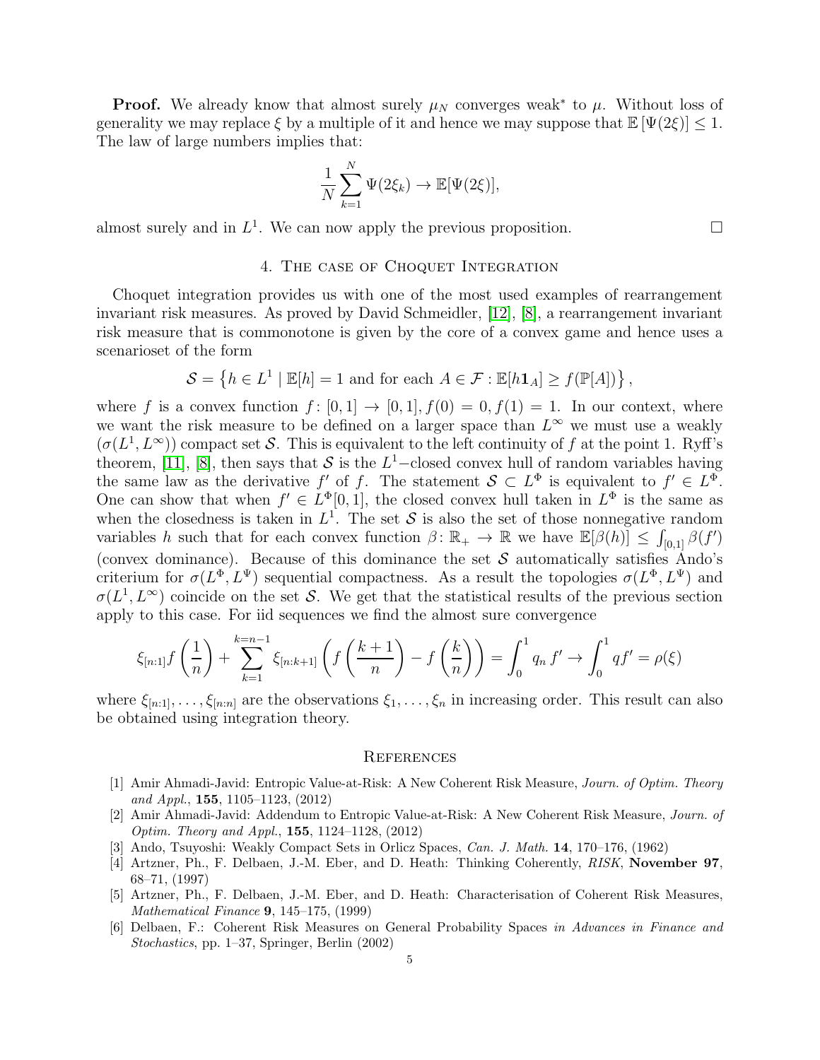**Proof.** We already know that almost surely $\mu_N$ converges weak* to $\mu$. Without loss of generality we may replace $\xi$ by a multiple of it and hence we may suppose that $\mathbb{E}[\Psi(2\xi)] \le 1$. The law of large numbers implies that:

$$\frac{1}{N}\sum_{k=1}^{N} \Psi(2\xi_k) \to \mathbb{E}[\Psi(2\xi)],$$

almost surely and in $L^1$. We can now apply the previous proposition. □

## 4. The case of Choquet Integration

Choquet integration provides us with one of the most used examples of rearrangement invariant risk measures. As proved by David Schmeidler, [12], [8], a rearrangement invariant risk measure that is commonotone is given by the core of a convex game and hence uses a scenarioset of the form

$$\mathcal{S} = \left\{ h \in L^1 \mid \mathbb{E}[h] = 1 \text{ and for each } A \in \mathcal{F} : \mathbb{E}[h\mathbf{1}_A] \ge f(\mathbb{P}[A]) \right\},$$

where $f$ is a convex function $f\colon [0,1] \to [0,1], f(0) = 0, f(1) = 1$. In our context, where we want the risk measure to be defined on a larger space than $L^\infty$ we must use a weakly $(\sigma(L^1, L^\infty))$ compact set $\mathcal{S}$. This is equivalent to the left continuity of $f$ at the point 1. Ryff's theorem, [11], [8], then says that $\mathcal{S}$ is the $L^1-$closed convex hull of random variables having the same law as the derivative $f'$ of $f$. The statement $\mathcal{S} \subset L^\Phi$ is equivalent to $f' \in L^\Phi$. One can show that when $f' \in L^\Phi[0,1]$, the closed convex hull taken in $L^\Phi$ is the same as when the closedness is taken in $L^1$. The set $\mathcal{S}$ is also the set of those nonnegative random variables $h$ such that for each convex function $\beta\colon \mathbb{R}_+ \to \mathbb{R}$ we have $\mathbb{E}[\beta(h)] \le \int_{[0,1]} \beta(f')$ (convex dominance). Because of this dominance the set $\mathcal{S}$ automatically satisfies Ando's criterium for $\sigma(L^\Phi, L^\Psi)$ sequential compactness. As a result the topologies $\sigma(L^\Phi, L^\Psi)$ and $\sigma(L^1, L^\infty)$ coincide on the set $\mathcal{S}$. We get that the statistical results of the previous section apply to this case. For iid sequences we find the almost sure convergence

$$\xi_{[n:1]} f\left(\frac{1}{n}\right) + \sum_{k=1}^{k=n-1} \xi_{[n:k+1]} \left( f\left(\frac{k+1}{n}\right) - f\left(\frac{k}{n}\right) \right) = \int_0^1 q_n\, f' \to \int_0^1 q f' = \rho(\xi)$$

where $\xi_{[n:1]}, \ldots, \xi_{[n:n]}$ are the observations $\xi_1, \ldots, \xi_n$ in increasing order. This result can also be obtained using integration theory.

## References

[1] Amir Ahmadi-Javid: Entropic Value-at-Risk: A New Coherent Risk Measure, *Journ. of Optim. Theory and Appl.*, **155**, 1105–1123, (2012)

[2] Amir Ahmadi-Javid: Addendum to Entropic Value-at-Risk: A New Coherent Risk Measure, *Journ. of Optim. Theory and Appl.*, **155**, 1124–1128, (2012)

[3] Ando, Tsuyoshi: Weakly Compact Sets in Orlicz Spaces, *Can. J. Math.* **14**, 170–176, (1962)

[4] Artzner, Ph., F. Delbaen, J.-M. Eber, and D. Heath: Thinking Coherently, *RISK*, **November 97**, 68–71, (1997)

[5] Artzner, Ph., F. Delbaen, J.-M. Eber, and D. Heath: Characterisation of Coherent Risk Measures, *Mathematical Finance* **9**, 145–175, (1999)

[6] Delbaen, F.: Coherent Risk Measures on General Probability Spaces *in Advances in Finance and Stochastics*, pp. 1–37, Springer, Berlin (2002)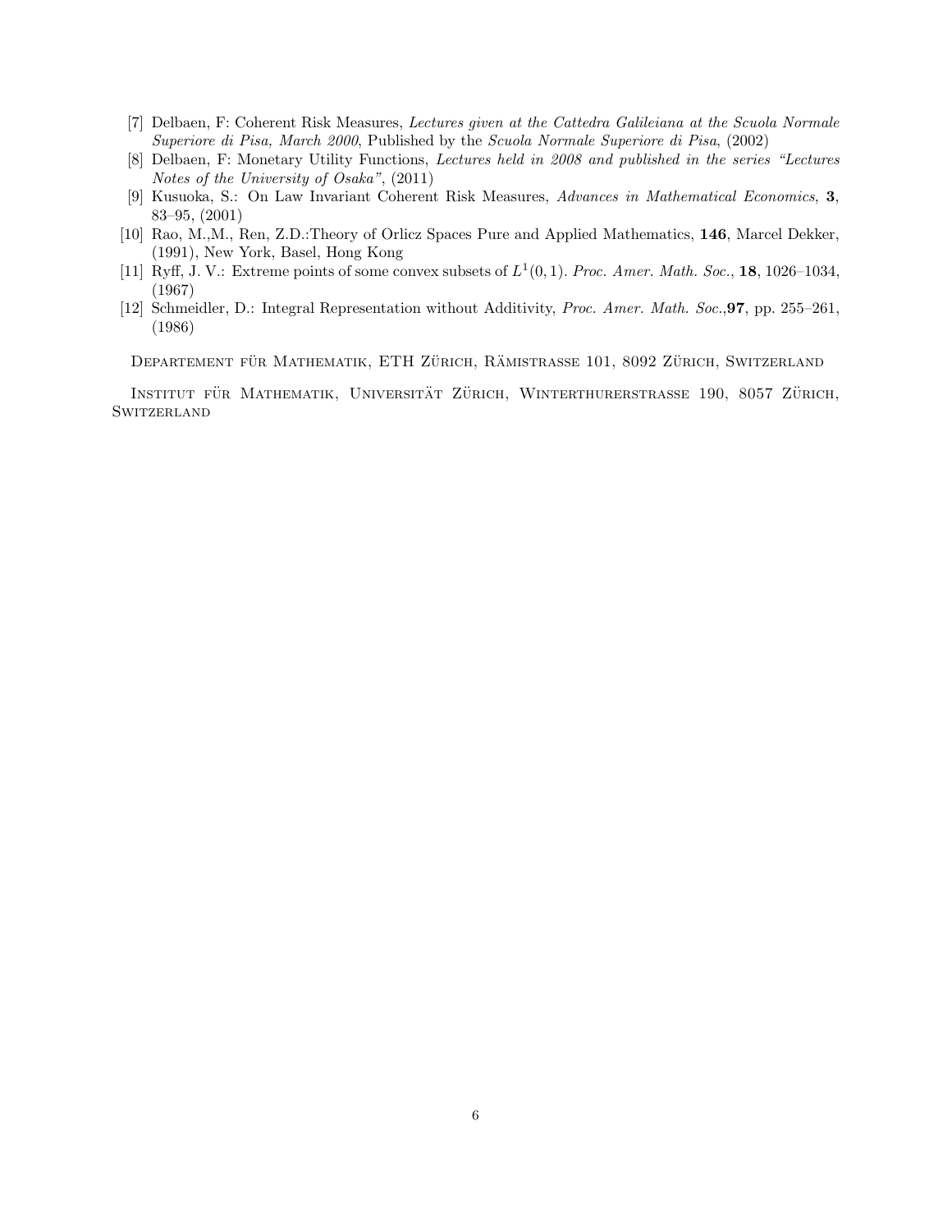[7] Delbaen, F: Coherent Risk Measures, *Lectures given at the Cattedra Galileiana at the Scuola Normale Superiore di Pisa, March 2000*, Published by the *Scuola Normale Superiore di Pisa*, (2002)

[8] Delbaen, F: Monetary Utility Functions, *Lectures held in 2008 and published in the series "Lectures Notes of the University of Osaka"*, (2011)

[9] Kusuoka, S.: On Law Invariant Coherent Risk Measures, *Advances in Mathematical Economics*, **3**, 83–95, (2001)

[10] Rao, M.,M., Ren, Z.D.:Theory of Orlicz Spaces Pure and Applied Mathematics, **146**, Marcel Dekker, (1991), New York, Basel, Hong Kong

[11] Ryff, J. V.: Extreme points of some convex subsets of $L^1(0,1)$. *Proc. Amer. Math. Soc.*, **18**, 1026–1034, (1967)

[12] Schmeidler, D.: Integral Representation without Additivity, *Proc. Amer. Math. Soc.*,**97**, pp. 255–261, (1986)

Departement für Mathematik, ETH Zürich, Rämistrasse 101, 8092 Zürich, Switzerland

Institut für Mathematik, Universität Zürich, Winterthurerstrasse 190, 8057 Zürich, Switzerland